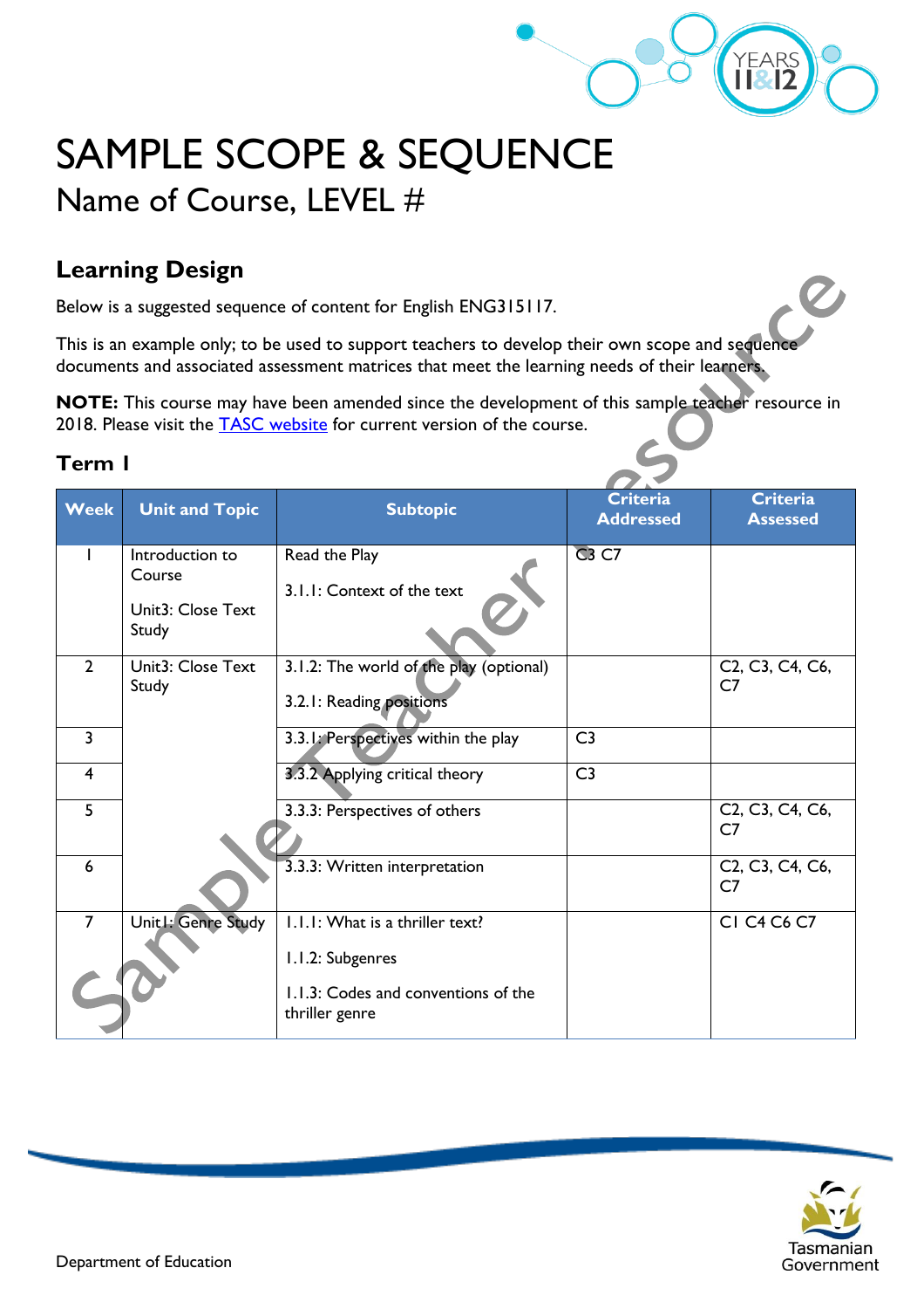# SAMPLE SCOPE & SEQUENCE

## Name of Course, LEVEL #

### Learning Design

Below is a suggested sequence of content for English ENG315117.

This is an example only; to be used to support teachers to develop their own scope and sequence documents and associated assessment matrices that meet the learning needs of their learners.

**NOTE:** This course may have been amended since the development of this sample teacher resource in 2018. Please visit the [TASC website](#) for current version of the course.

### Term 1

| Week | Unit and Topic | Subtopic | Criteria Addressed | Criteria Assessed |
|---|---|---|---|---|
| 1 | Introduction to Course<br><br>Unit3: Close Text Study | Read the Play<br><br>3.1.1: Context of the text | C3 C7 | |
| 2 | Unit3: Close Text Study | 3.1.2: The world of the play (optional)<br><br>3.2.1: Reading positions | | C2, C3, C4, C6, C7 |
| 3 | | 3.3.1: Perspectives within the play | C3 | |
| 4 | | 3.3.2 Applying critical theory | C3 | |
| 5 | | 3.3.3: Perspectives of others | | C2, C3, C4, C6, C7 |
| 6 | | 3.3.3: Written interpretation | | C2, C3, C4, C6, C7 |
| 7 | Unit1: Genre Study | 1.1.1: What is a thriller text?<br><br>1.1.2: Subgenres<br><br>1.1.3: Codes and conventions of the thriller genre | | C1 C4 C6 C7 |

Department of Education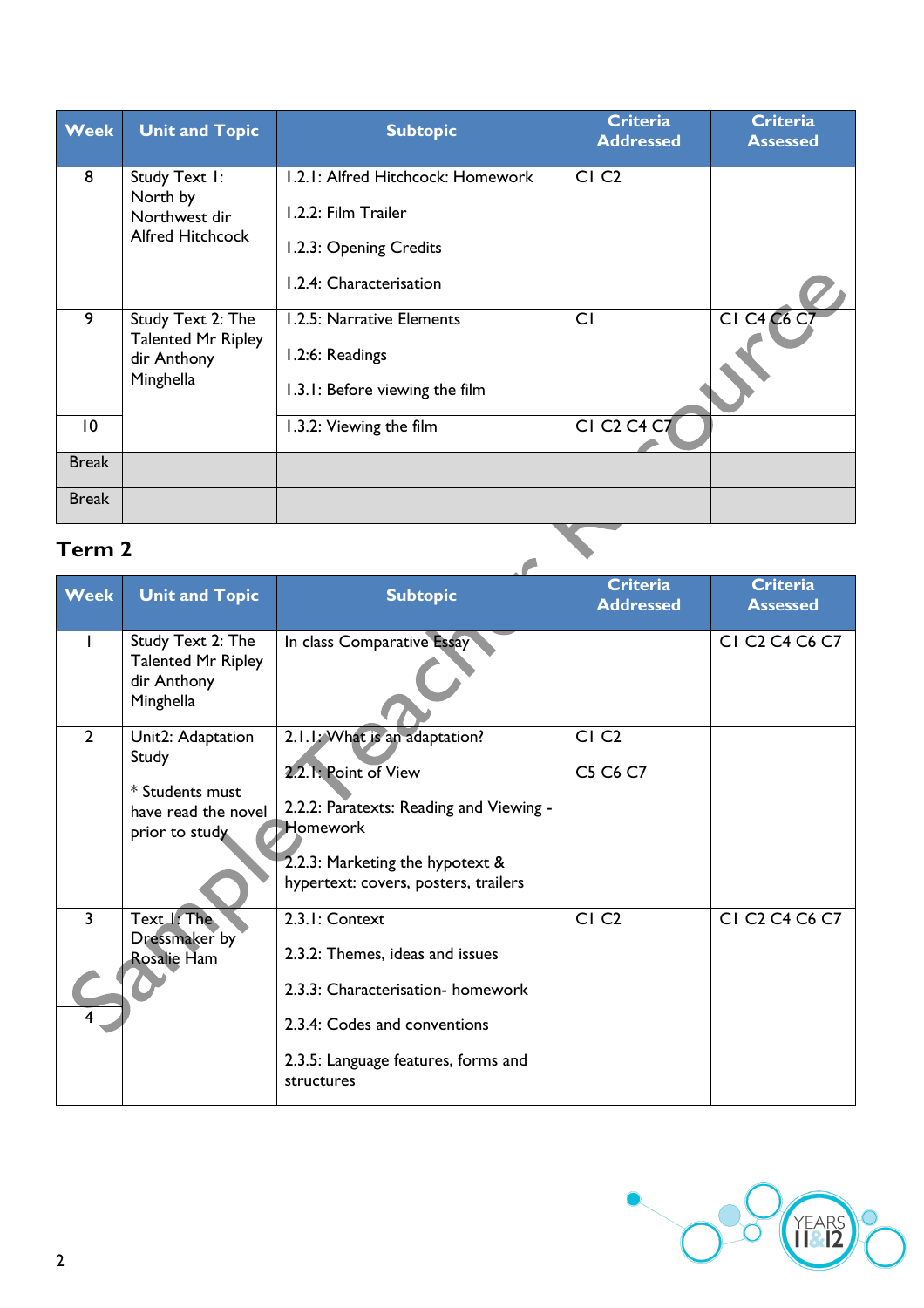| Week | Unit and Topic | Subtopic | Criteria Addressed | Criteria Assessed |
|---|---|---|---|---|
| 8 | Study Text 1: North by Northwest dir Alfred Hitchcock | 1.2.1: Alfred Hitchcock: Homework<br><br>1.2.2: Film Trailer<br><br>1.2.3: Opening Credits<br><br>1.2.4: Characterisation | C1 C2 | |
| 9 | Study Text 2: The Talented Mr Ripley dir Anthony Minghella | 1.2.5: Narrative Elements<br><br>1.2:6: Readings<br><br>1.3.1: Before viewing the film | C1 | C1 C4 C6 C7 |
| 10 | | 1.3.2: Viewing the film | C1 C2 C4 C7 | |
| Break | | | | |
| Break | | | | |

## Term 2

| Week | Unit and Topic | Subtopic | Criteria Addressed | Criteria Assessed |
|---|---|---|---|---|
| 1 | Study Text 2: The Talented Mr Ripley dir Anthony Minghella | In class Comparative Essay | | C1 C2 C4 C6 C7 |
| 2 | Unit2: Adaptation Study<br><br>* Students must have read the novel prior to study | 2.1.1: What is an adaptation?<br><br>2.2.1: Point of View<br><br>2.2.2: Paratexts: Reading and Viewing - Homework<br><br>2.2.3: Marketing the hypotext & hypertext: covers, posters, trailers | C1 C2<br><br>C5 C6 C7 | |
| 3 | Text 1: The Dressmaker by Rosalie Ham | 2.3.1: Context<br><br>2.3.2: Themes, ideas and issues<br><br>2.3.3: Characterisation- homework | C1 C2 | C1 C2 C4 C6 C7 |
| 4 | | 2.3.4: Codes and conventions<br><br>2.3.5: Language features, forms and structures | | |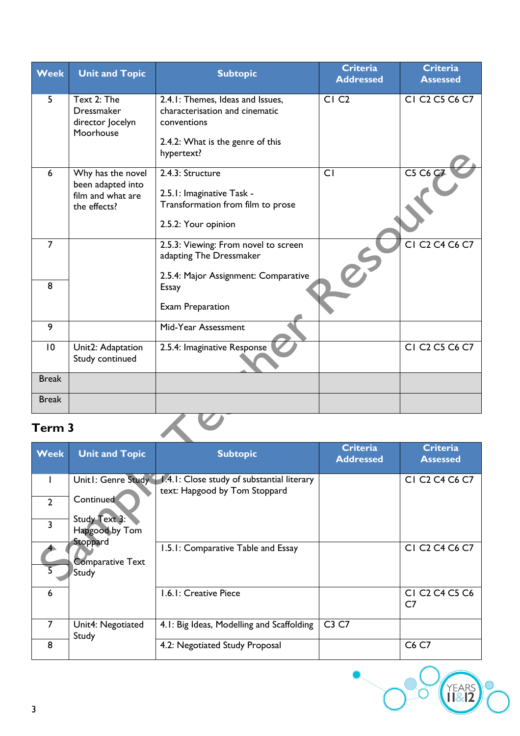| Week | Unit and Topic | Subtopic | Criteria Addressed | Criteria Assessed |
|---|---|---|---|---|
| 5 | Text 2: The Dressmaker director Jocelyn Moorhouse | 2.4.1: Themes, Ideas and Issues, characterisation and cinematic conventions<br><br>2.4.2: What is the genre of this hypertext? | C1 C2 | C1 C2 C5 C6 C7 |
| 6 | Why has the novel been adapted into film and what are the effects? | 2.4.3: Structure<br><br>2.5.1: Imaginative Task - Transformation from film to prose<br><br>2.5.2: Your opinion | C1 | C5 C6 C7 |
| 7 | | 2.5.3: Viewing: From novel to screen adapting The Dressmaker<br><br>2.5.4: Major Assignment: Comparative Essay<br><br>Exam Preparation | | C1 C2 C4 C6 C7 |
| 8 | | | | |
| 9 | | Mid-Year Assessment | | |
| 10 | Unit2: Adaptation Study continued | 2.5.4: Imaginative Response | | C1 C2 C5 C6 C7 |
| Break | | | | |
| Break | | | | |

### Term 3

| Week | Unit and Topic | Subtopic | Criteria Addressed | Criteria Assessed |
|---|---|---|---|---|
| 1 | Unit1: Genre Study Continued<br><br>Study Text 3: Hapgood by Tom Stoppard<br><br>Comparative Text Study | 1.4.1: Close study of substantial literary text: Hapgood by Tom Stoppard | | C1 C2 C4 C6 C7 |
| 2 | | | | |
| 3 | | | | |
| 4 | | 1.5.1: Comparative Table and Essay | | C1 C2 C4 C6 C7 |
| 5 | | | | |
| 6 | | 1.6.1: Creative Piece | | C1 C2 C4 C5 C6 C7 |
| 7 | Unit4: Negotiated Study | 4.1: Big Ideas, Modelling and Scaffolding | C3 C7 | |
| 8 | | 4.2: Negotiated Study Proposal | | C6 C7 |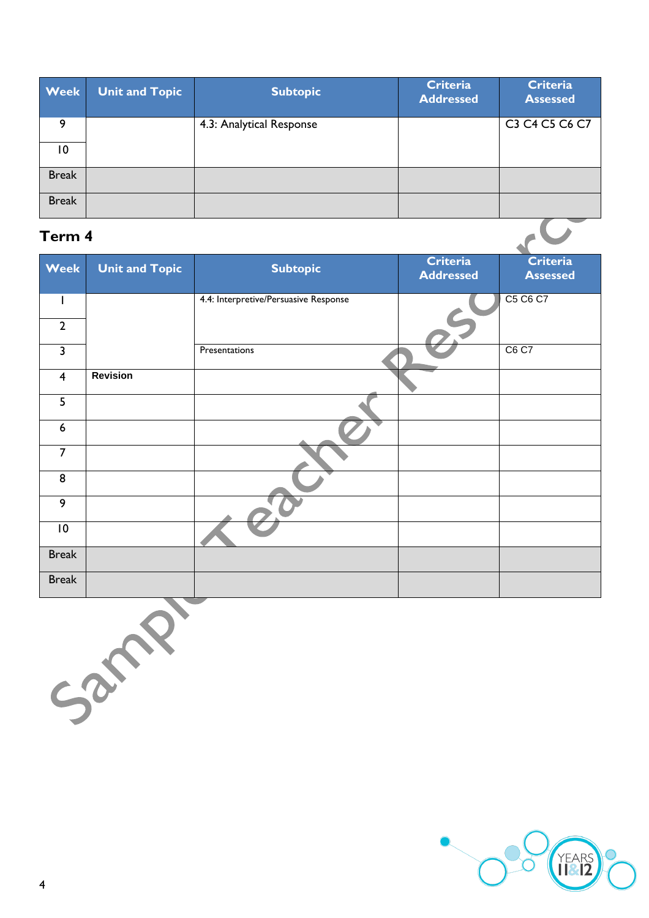| Week | Unit and Topic | Subtopic | Criteria Addressed | Criteria Assessed |
|---|---|---|---|---|
| 9 | | 4.3: Analytical Response | | C3 C4 C5 C6 C7 |
| 10 | | | | |
| Break | | | | |
| Break | | | | |

## Term 4

| Week | Unit and Topic | Subtopic | Criteria Addressed | Criteria Assessed |
|---|---|---|---|---|
| 1 | | 4.4: Interpretive/Persuasive Response | | C5 C6 C7 |
| 2 | | | | |
| 3 | | Presentations | | C6 C7 |
| 4 | **Revision** | | | |
| 5 | | | | |
| 6 | | | | |
| 7 | | | | |
| 8 | | | | |
| 9 | | | | |
| 10 | | | | |
| Break | | | | |
| Break | | | | |